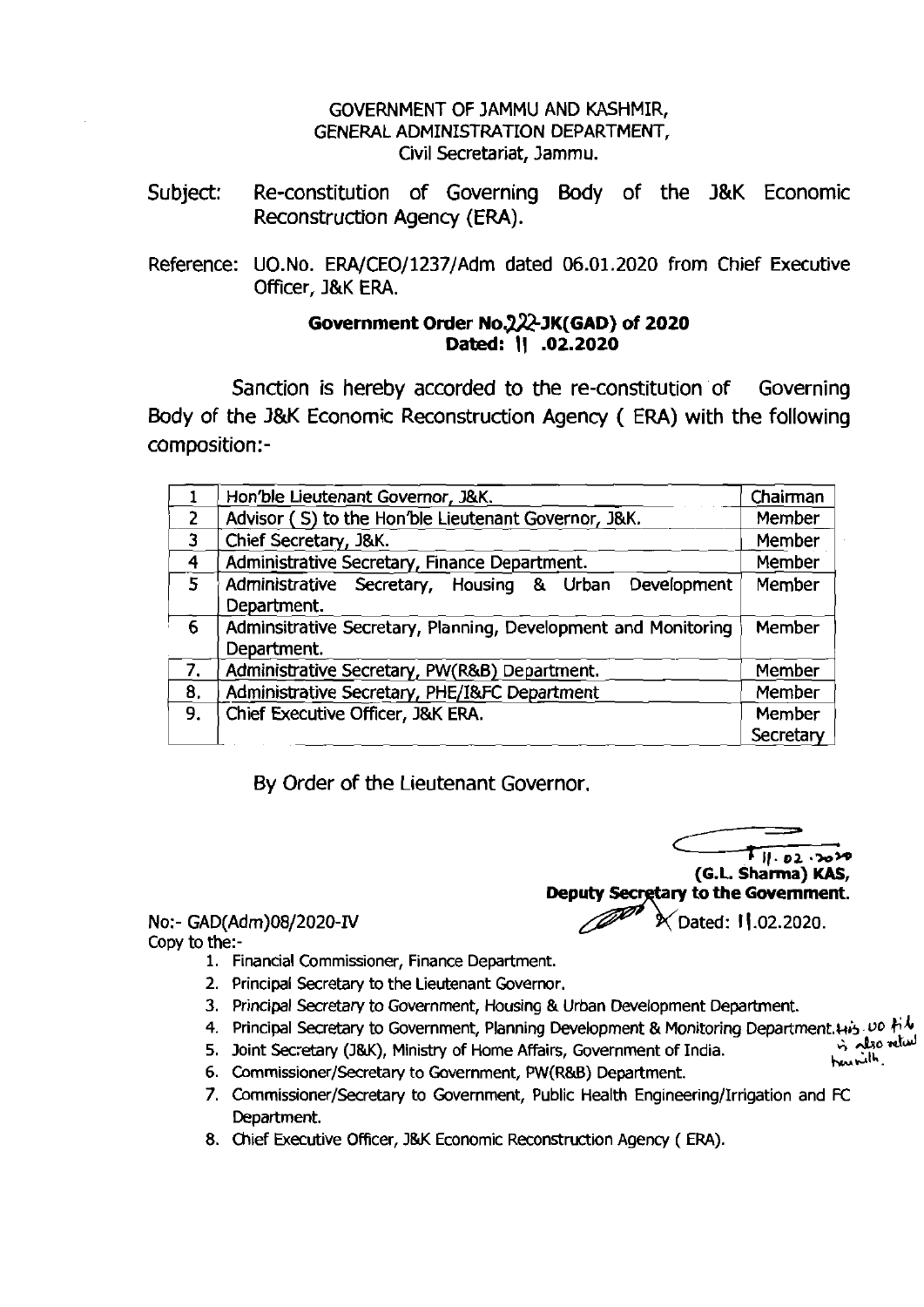GOVERNMENT OF JAMMU AND KASHMIR,
GENERAL ADMINISTRATION DEPARTMENT,
Civil Secretariat, Jammu.

Subject: Re-constitution of Governing Body of the J&K Economic Reconstruction Agency (ERA).

Reference: UO.No. ERA/CEO/1237/Adm dated 06.01.2020 from Chief Executive Officer, J&K ERA.

**Government Order No.222-JK(GAD) of 2020**
**Dated: 11 .02.2020**

Sanction is hereby accorded to the re-constitution of Governing Body of the J&K Economic Reconstruction Agency ( ERA) with the following composition:-

| | | |
|---|---|---|
| 1 | Hon'ble Lieutenant Governor, J&K. | Chairman |
| 2 | Advisor ( S) to the Hon'ble Lieutenant Governor, J&K. | Member |
| 3 | Chief Secretary, J&K. | Member |
| 4 | Administrative Secretary, Finance Department. | Member |
| 5 | Administrative Secretary, Housing & Urban Development Department. | Member |
| 6 | Adminsitrative Secretary, Planning, Development and Monitoring Department. | Member |
| 7. | Administrative Secretary, PW(R&B) Department. | Member |
| 8. | Administrative Secretary, PHE/I&FC Department | Member |
| 9. | Chief Executive Officer, J&K ERA. | Member Secretary |

By Order of the Lieutenant Governor.

11.02.2020
**(G.L. Sharma) KAS,**
**Deputy Secretary to the Government.**

No:- GAD(Adm)08/2020-IV Dated: 11.02.2020.

Copy to the:-

1. Financial Commissioner, Finance Department.
2. Principal Secretary to the Lieutenant Governor.
3. Principal Secretary to Government, Housing & Urban Development Department.
4. Principal Secretary to Government, Planning Development & Monitoring Department. His UO file is also returned herewith.
5. Joint Secretary (J&K), Ministry of Home Affairs, Government of India.
6. Commissioner/Secretary to Government, PW(R&B) Department.
7. Commissioner/Secretary to Government, Public Health Engineering/Irrigation and FC Department.
8. Chief Executive Officer, J&K Economic Reconstruction Agency ( ERA).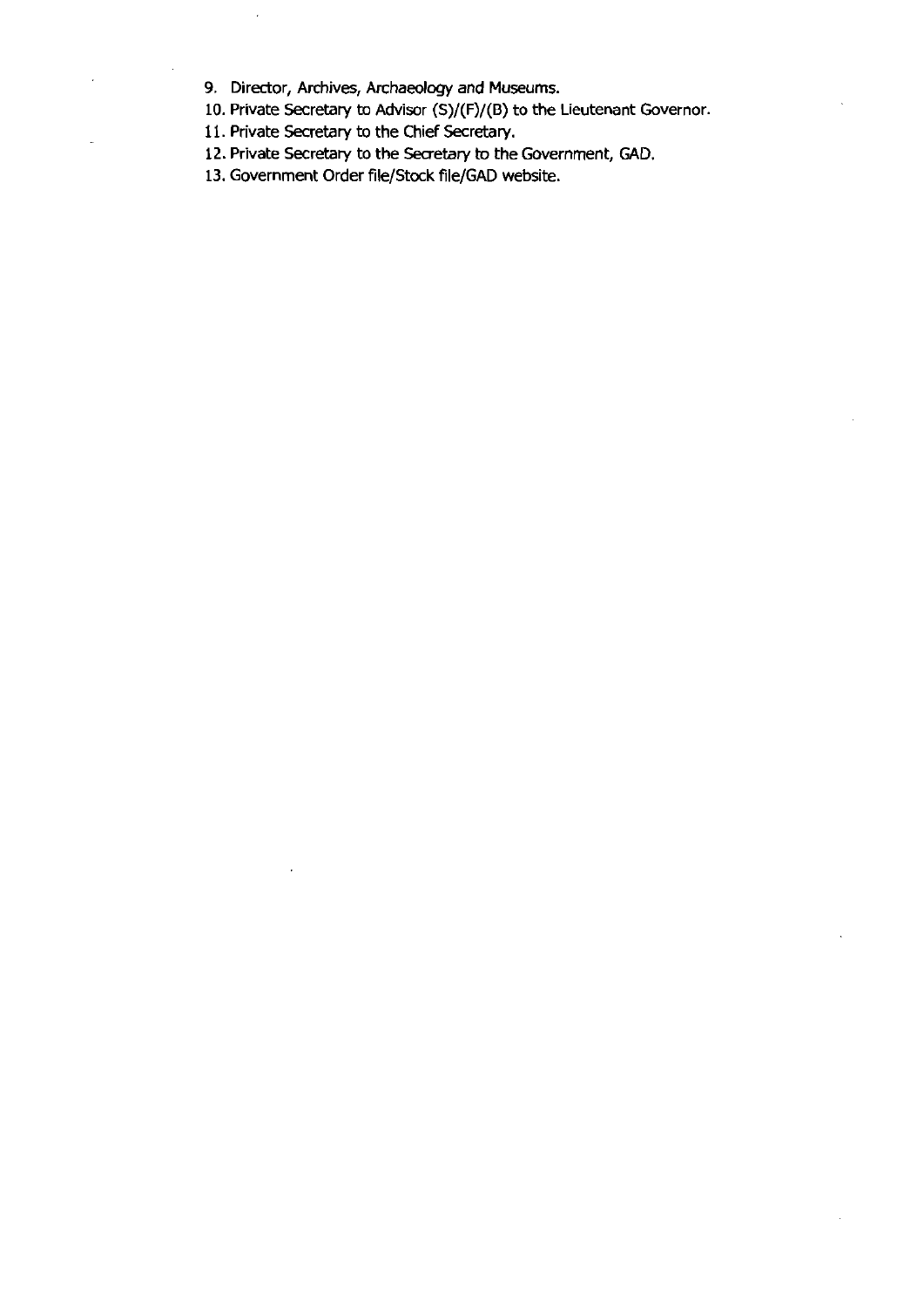9. Director, Archives, Archaeology and Museums.
10. Private Secretary to Advisor (S)/(F)/(B) to the Lieutenant Governor.
11. Private Secretary to the Chief Secretary.
12. Private Secretary to the Secretary to the Government, GAD.
13. Government Order file/Stock file/GAD website.